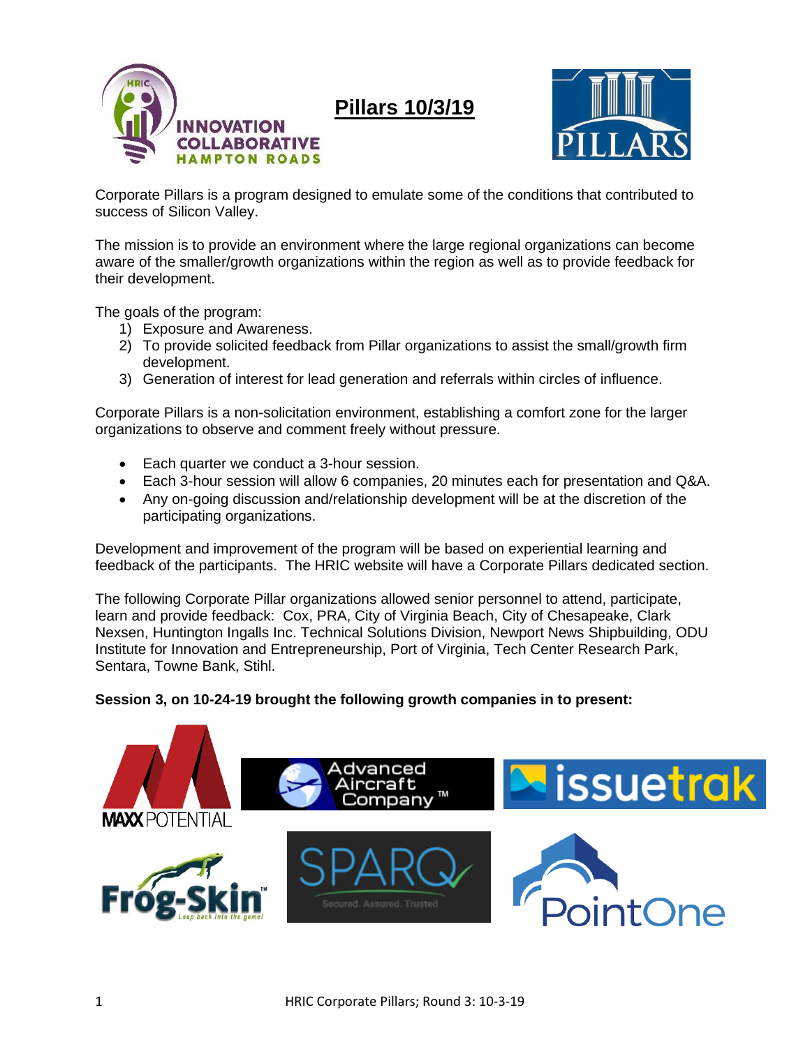# Pillars 10/3/19

Corporate Pillars is a program designed to emulate some of the conditions that contributed to success of Silicon Valley.

The mission is to provide an environment where the large regional organizations can become aware of the smaller/growth organizations within the region as well as to provide feedback for their development.

The goals of the program:

1) Exposure and Awareness.
2) To provide solicited feedback from Pillar organizations to assist the small/growth firm development.
3) Generation of interest for lead generation and referrals within circles of influence.

Corporate Pillars is a non-solicitation environment, establishing a comfort zone for the larger organizations to observe and comment freely without pressure.

- Each quarter we conduct a 3-hour session.
- Each 3-hour session will allow 6 companies, 20 minutes each for presentation and Q&A.
- Any on-going discussion and/relationship development will be at the discretion of the participating organizations.

Development and improvement of the program will be based on experiential learning and feedback of the participants. The HRIC website will have a Corporate Pillars dedicated section.

The following Corporate Pillar organizations allowed senior personnel to attend, participate, learn and provide feedback: Cox, PRA, City of Virginia Beach, City of Chesapeake, Clark Nexsen, Huntington Ingalls Inc. Technical Solutions Division, Newport News Shipbuilding, ODU Institute for Innovation and Entrepreneurship, Port of Virginia, Tech Center Research Park, Sentara, Towne Bank, Stihl.

**Session 3, on 10-24-19 brought the following growth companies in to present:**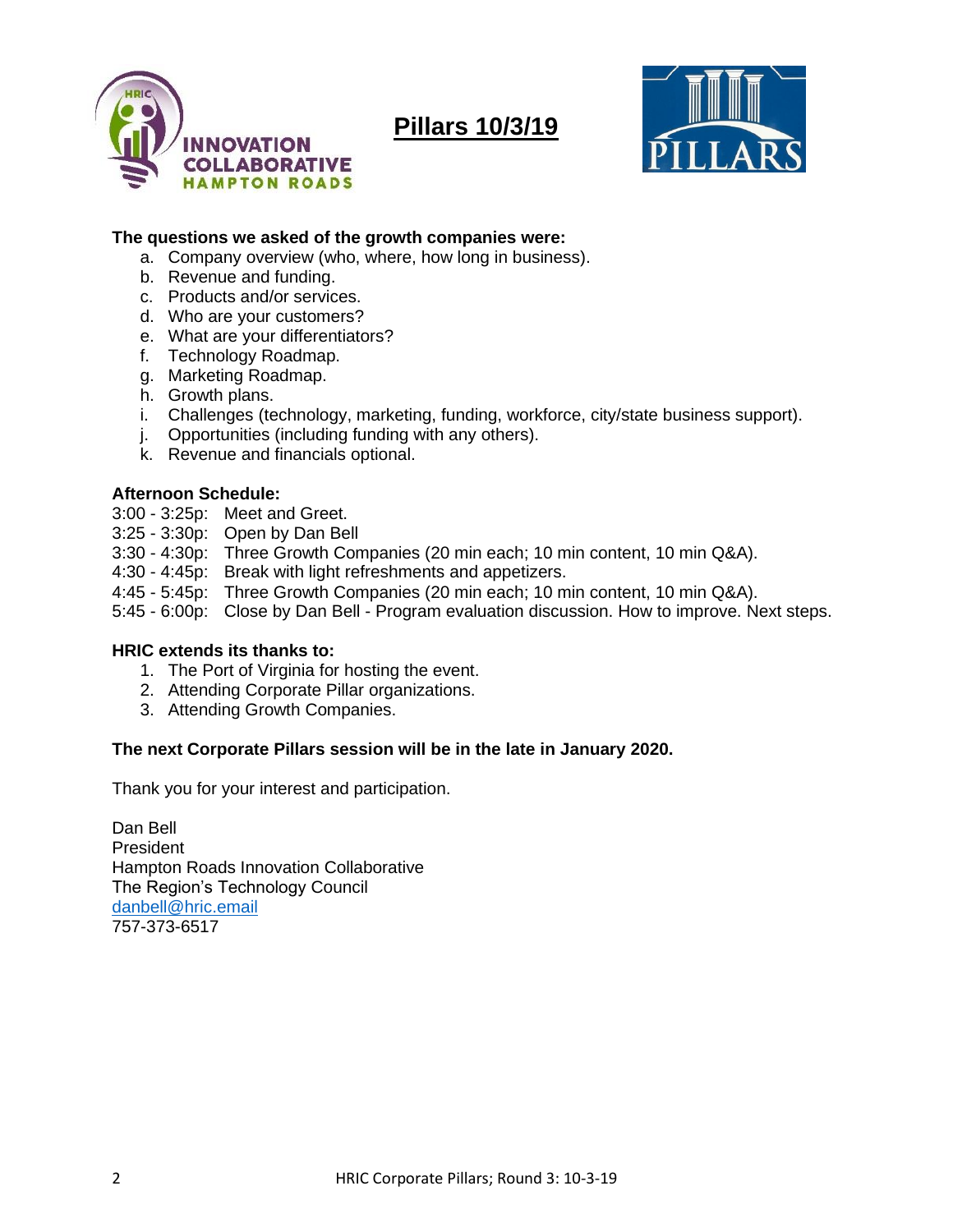# Pillars 10/3/19

**The questions we asked of the growth companies were:**

a. Company overview (who, where, how long in business).
b. Revenue and funding.
c. Products and/or services.
d. Who are your customers?
e. What are your differentiators?
f. Technology Roadmap.
g. Marketing Roadmap.
h. Growth plans.
i. Challenges (technology, marketing, funding, workforce, city/state business support).
j. Opportunities (including funding with any others).
k. Revenue and financials optional.

**Afternoon Schedule:**

3:00 - 3:25p: Meet and Greet.
3:25 - 3:30p: Open by Dan Bell
3:30 - 4:30p: Three Growth Companies (20 min each; 10 min content, 10 min Q&A).
4:30 - 4:45p: Break with light refreshments and appetizers.
4:45 - 5:45p: Three Growth Companies (20 min each; 10 min content, 10 min Q&A).
5:45 - 6:00p: Close by Dan Bell - Program evaluation discussion. How to improve. Next steps.

**HRIC extends its thanks to:**

1. The Port of Virginia for hosting the event.
2. Attending Corporate Pillar organizations.
3. Attending Growth Companies.

**The next Corporate Pillars session will be in the late in January 2020.**

Thank you for your interest and participation.

Dan Bell
President
Hampton Roads Innovation Collaborative
The Region's Technology Council
danbell@hric.email
757-373-6517